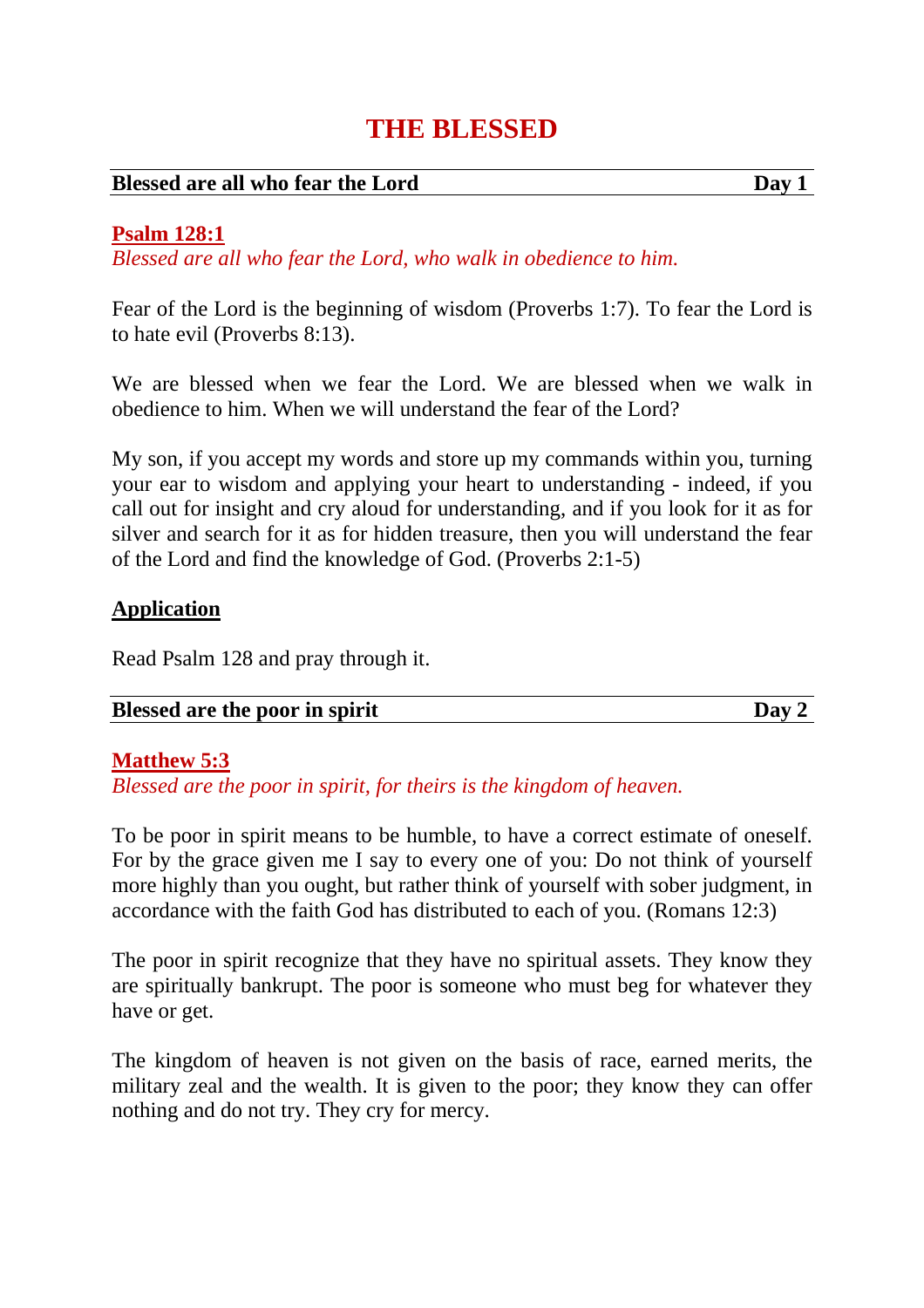# THE BLESSED

**Blessed are all who fear the Lord** **Day 1**

**Psalm 128:1**

*Blessed are all who fear the Lord, who walk in obedience to him.*

Fear of the Lord is the beginning of wisdom (Proverbs 1:7). To fear the Lord is to hate evil (Proverbs 8:13).

We are blessed when we fear the Lord. We are blessed when we walk in obedience to him. When we will understand the fear of the Lord?

My son, if you accept my words and store up my commands within you, turning your ear to wisdom and applying your heart to understanding - indeed, if you call out for insight and cry aloud for understanding, and if you look for it as for silver and search for it as for hidden treasure, then you will understand the fear of the Lord and find the knowledge of God. (Proverbs 2:1-5)

**Application**

Read Psalm 128 and pray through it.

**Blessed are the poor in spirit** **Day 2**

**Matthew 5:3**

*Blessed are the poor in spirit, for theirs is the kingdom of heaven.*

To be poor in spirit means to be humble, to have a correct estimate of oneself. For by the grace given me I say to every one of you: Do not think of yourself more highly than you ought, but rather think of yourself with sober judgment, in accordance with the faith God has distributed to each of you. (Romans 12:3)

The poor in spirit recognize that they have no spiritual assets. They know they are spiritually bankrupt. The poor is someone who must beg for whatever they have or get.

The kingdom of heaven is not given on the basis of race, earned merits, the military zeal and the wealth. It is given to the poor; they know they can offer nothing and do not try. They cry for mercy.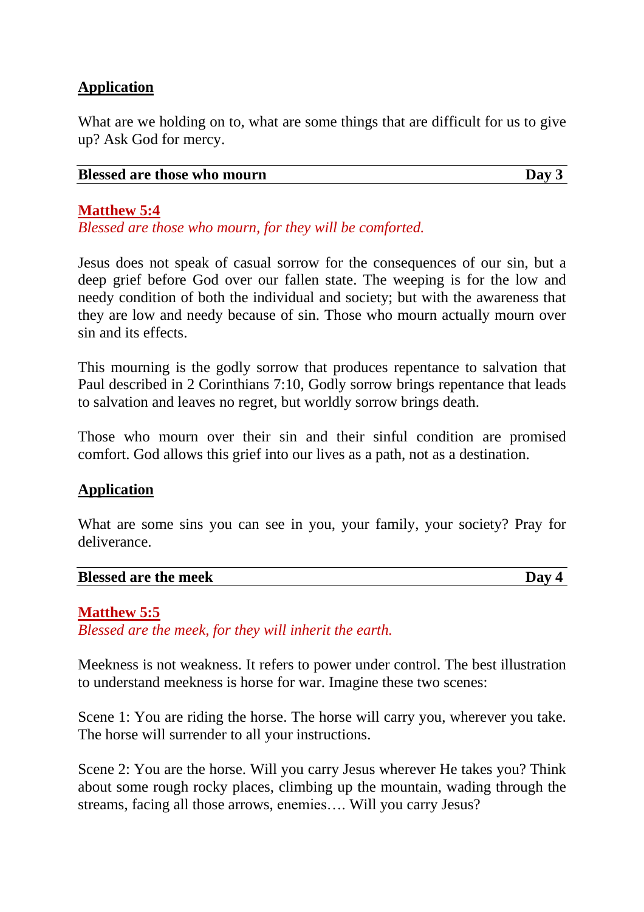**Application**

What are we holding on to, what are some things that are difficult for us to give up? Ask God for mercy.

## Blessed are those who mourn — Day 3

**Matthew 5:4**

*Blessed are those who mourn, for they will be comforted.*

Jesus does not speak of casual sorrow for the consequences of our sin, but a deep grief before God over our fallen state. The weeping is for the low and needy condition of both the individual and society; but with the awareness that they are low and needy because of sin. Those who mourn actually mourn over sin and its effects.

This mourning is the godly sorrow that produces repentance to salvation that Paul described in 2 Corinthians 7:10, Godly sorrow brings repentance that leads to salvation and leaves no regret, but worldly sorrow brings death.

Those who mourn over their sin and their sinful condition are promised comfort. God allows this grief into our lives as a path, not as a destination.

**Application**

What are some sins you can see in you, your family, your society? Pray for deliverance.

## Blessed are the meek — Day 4

**Matthew 5:5**

*Blessed are the meek, for they will inherit the earth.*

Meekness is not weakness. It refers to power under control. The best illustration to understand meekness is horse for war. Imagine these two scenes:

Scene 1: You are riding the horse. The horse will carry you, wherever you take. The horse will surrender to all your instructions.

Scene 2: You are the horse. Will you carry Jesus wherever He takes you? Think about some rough rocky places, climbing up the mountain, wading through the streams, facing all those arrows, enemies…. Will you carry Jesus?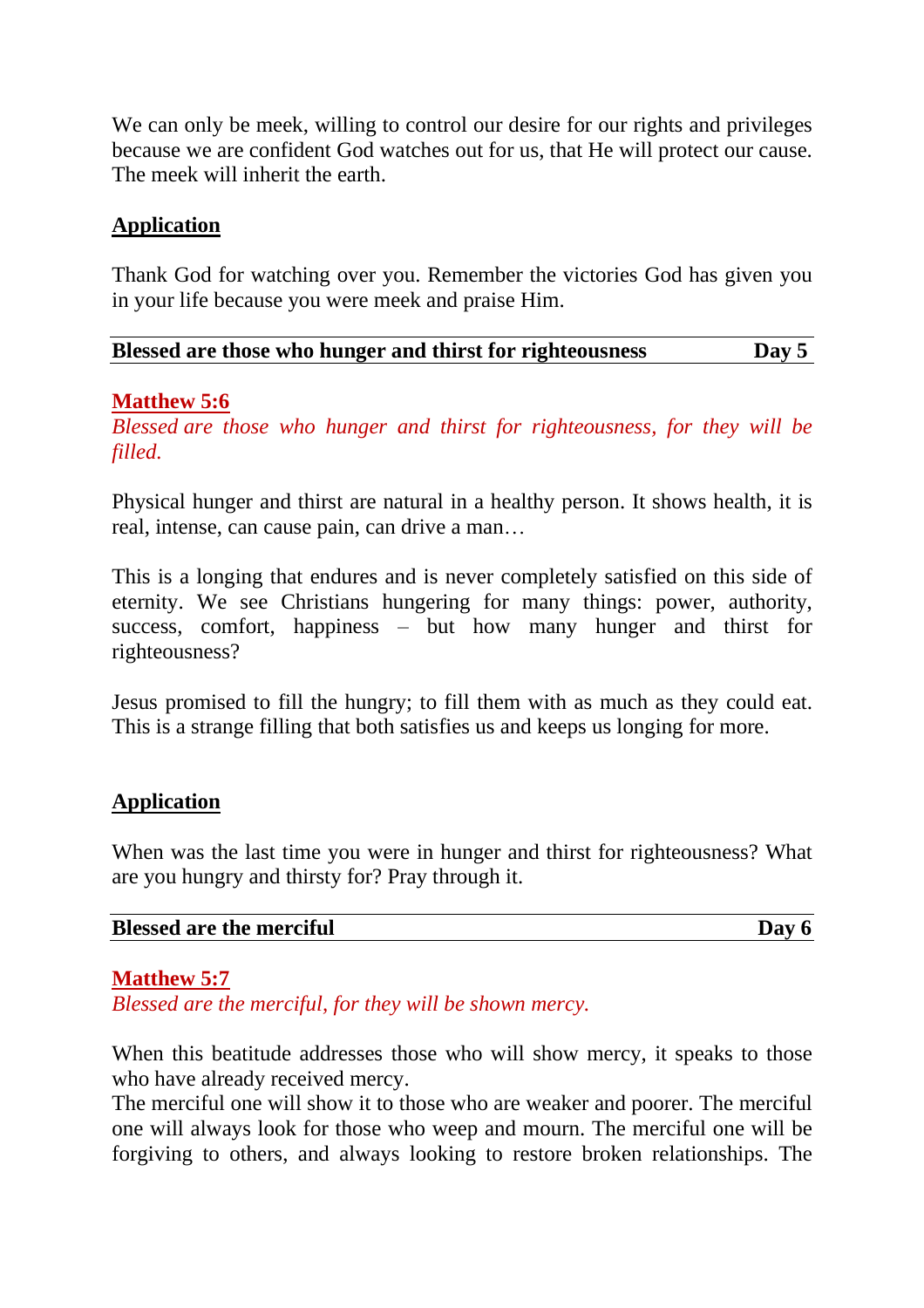We can only be meek, willing to control our desire for our rights and privileges because we are confident God watches out for us, that He will protect our cause. The meek will inherit the earth.

**Application**

Thank God for watching over you. Remember the victories God has given you in your life because you were meek and praise Him.

## Blessed are those who hunger and thirst for righteousness — Day 5

**Matthew 5:6**

*Blessed are those who hunger and thirst for righteousness, for they will be filled.*

Physical hunger and thirst are natural in a healthy person. It shows health, it is real, intense, can cause pain, can drive a man…

This is a longing that endures and is never completely satisfied on this side of eternity. We see Christians hungering for many things: power, authority, success, comfort, happiness – but how many hunger and thirst for righteousness?

Jesus promised to fill the hungry; to fill them with as much as they could eat. This is a strange filling that both satisfies us and keeps us longing for more.

**Application**

When was the last time you were in hunger and thirst for righteousness? What are you hungry and thirsty for? Pray through it.

## Blessed are the merciful — Day 6

**Matthew 5:7**

*Blessed are the merciful, for they will be shown mercy.*

When this beatitude addresses those who will show mercy, it speaks to those who have already received mercy.
The merciful one will show it to those who are weaker and poorer. The merciful one will always look for those who weep and mourn. The merciful one will be forgiving to others, and always looking to restore broken relationships. The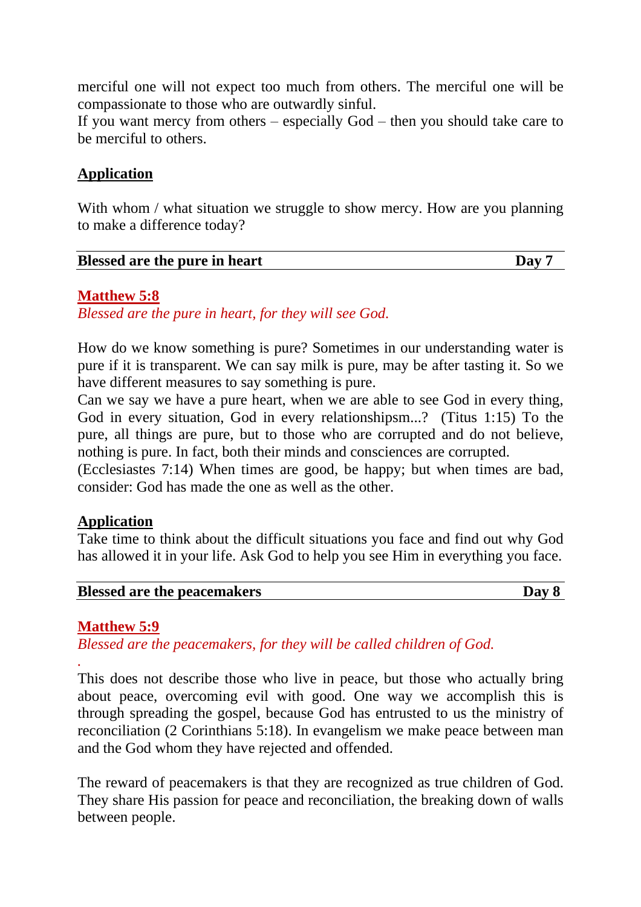merciful one will not expect too much from others. The merciful one will be compassionate to those who are outwardly sinful.
If you want mercy from others – especially God – then you should take care to be merciful to others.

**Application**

With whom / what situation we struggle to show mercy. How are you planning to make a difference today?

## Blessed are the pure in heart — Day 7

**Matthew 5:8**
*Blessed are the pure in heart, for they will see God.*

How do we know something is pure? Sometimes in our understanding water is pure if it is transparent. We can say milk is pure, may be after tasting it. So we have different measures to say something is pure.
Can we say we have a pure heart, when we are able to see God in every thing, God in every situation, God in every relationshipsm...? (Titus 1:15) To the pure, all things are pure, but to those who are corrupted and do not believe, nothing is pure. In fact, both their minds and consciences are corrupted.
(Ecclesiastes 7:14) When times are good, be happy; but when times are bad, consider: God has made the one as well as the other.

**Application**
Take time to think about the difficult situations you face and find out why God has allowed it in your life. Ask God to help you see Him in everything you face.

## Blessed are the peacemakers — Day 8

**Matthew 5:9**
*Blessed are the peacemakers, for they will be called children of God.*
.
This does not describe those who live in peace, but those who actually bring about peace, overcoming evil with good. One way we accomplish this is through spreading the gospel, because God has entrusted to us the ministry of reconciliation (2 Corinthians 5:18). In evangelism we make peace between man and the God whom they have rejected and offended.

The reward of peacemakers is that they are recognized as true children of God. They share His passion for peace and reconciliation, the breaking down of walls between people.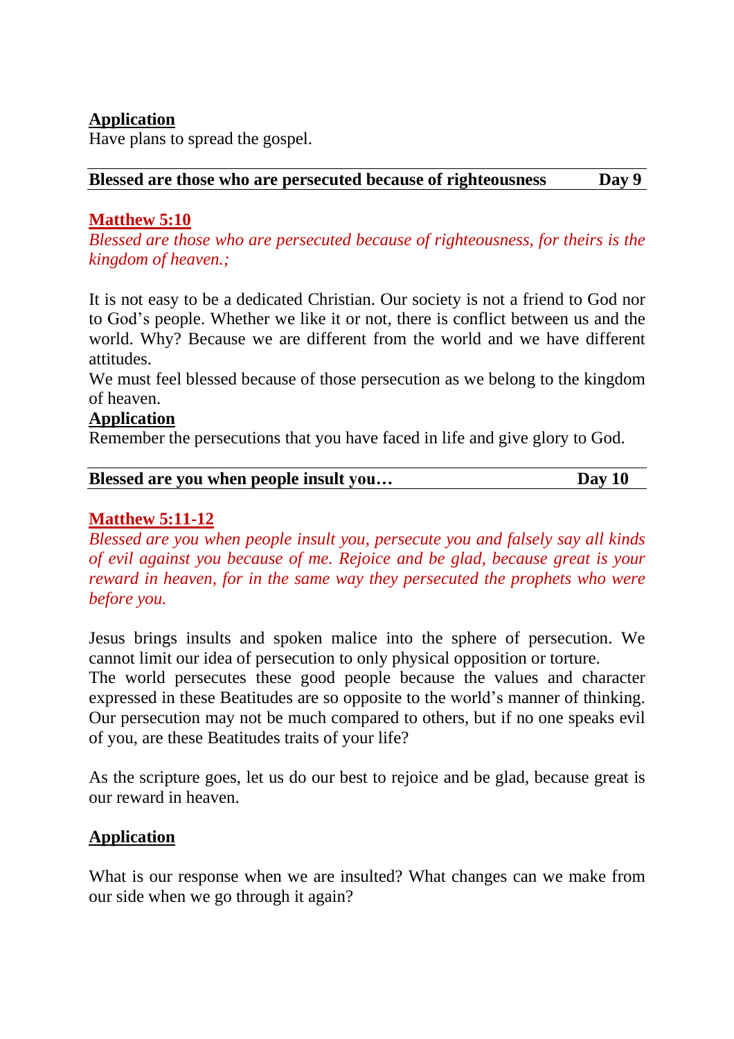**Application**

Have plans to spread the gospel.

## Blessed are those who are persecuted because of righteousness — Day 9

**Matthew 5:10**

*Blessed are those who are persecuted because of righteousness, for theirs is the kingdom of heaven.;*

It is not easy to be a dedicated Christian. Our society is not a friend to God nor to God's people. Whether we like it or not, there is conflict between us and the world. Why? Because we are different from the world and we have different attitudes.

We must feel blessed because of those persecution as we belong to the kingdom of heaven.

**Application**

Remember the persecutions that you have faced in life and give glory to God.

## Blessed are you when people insult you… — Day 10

**Matthew 5:11-12**

*Blessed are you when people insult you, persecute you and falsely say all kinds of evil against you because of me. Rejoice and be glad, because great is your reward in heaven, for in the same way they persecuted the prophets who were before you.*

Jesus brings insults and spoken malice into the sphere of persecution. We cannot limit our idea of persecution to only physical opposition or torture.

The world persecutes these good people because the values and character expressed in these Beatitudes are so opposite to the world's manner of thinking. Our persecution may not be much compared to others, but if no one speaks evil of you, are these Beatitudes traits of your life?

As the scripture goes, let us do our best to rejoice and be glad, because great is our reward in heaven.

**Application**

What is our response when we are insulted? What changes can we make from our side when we go through it again?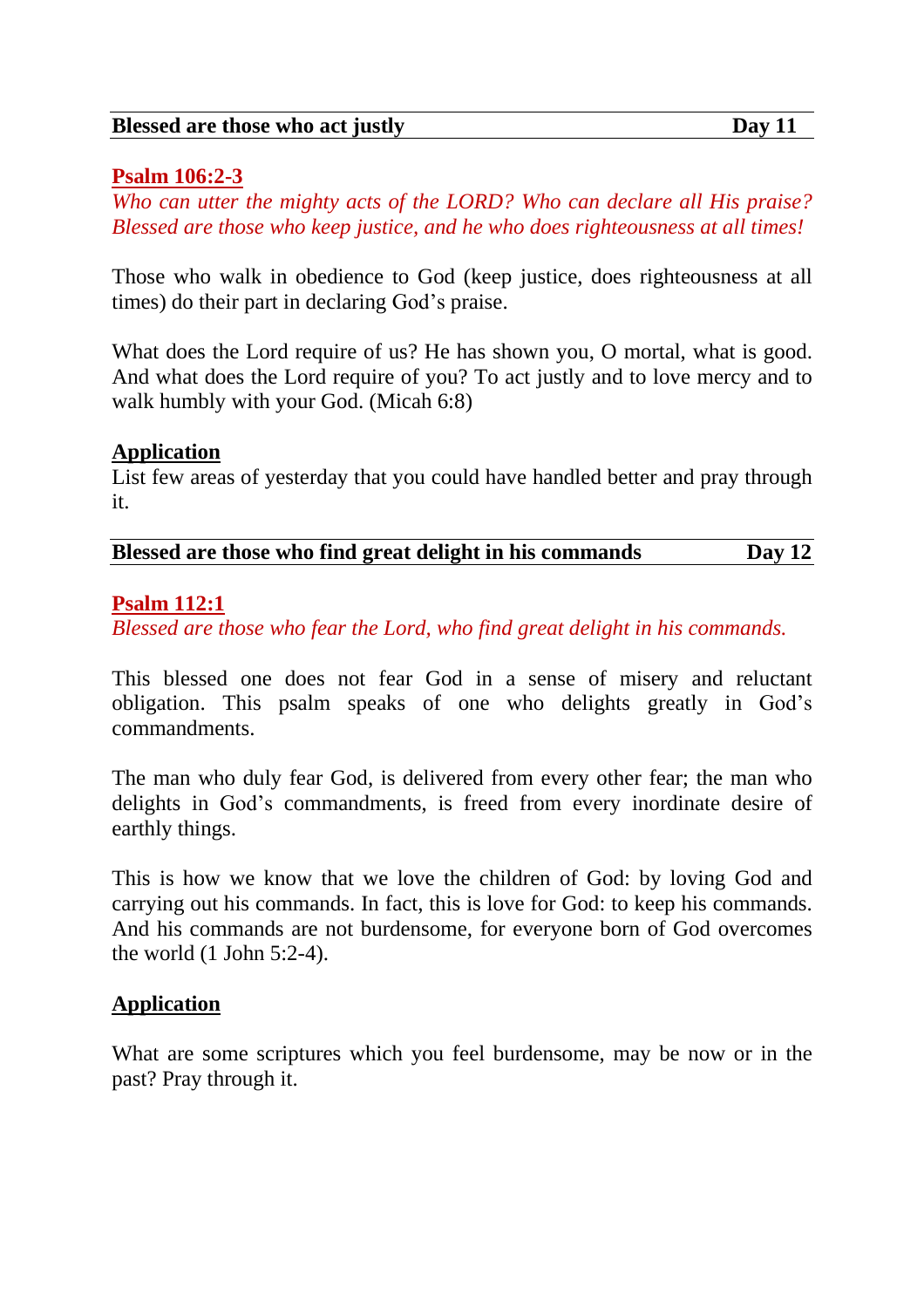## Blessed are those who act justly — Day 11

**Psalm 106:2-3**

*Who can utter the mighty acts of the LORD? Who can declare all His praise? Blessed are those who keep justice, and he who does righteousness at all times!*

Those who walk in obedience to God (keep justice, does righteousness at all times) do their part in declaring God's praise.

What does the Lord require of us? He has shown you, O mortal, what is good. And what does the Lord require of you? To act justly and to love mercy and to walk humbly with your God. (Micah 6:8)

**Application**

List few areas of yesterday that you could have handled better and pray through it.

## Blessed are those who find great delight in his commands — Day 12

**Psalm 112:1**

*Blessed are those who fear the Lord, who find great delight in his commands.*

This blessed one does not fear God in a sense of misery and reluctant obligation. This psalm speaks of one who delights greatly in God's commandments.

The man who duly fear God, is delivered from every other fear; the man who delights in God's commandments, is freed from every inordinate desire of earthly things.

This is how we know that we love the children of God: by loving God and carrying out his commands. In fact, this is love for God: to keep his commands. And his commands are not burdensome, for everyone born of God overcomes the world (1 John 5:2-4).

**Application**

What are some scriptures which you feel burdensome, may be now or in the past? Pray through it.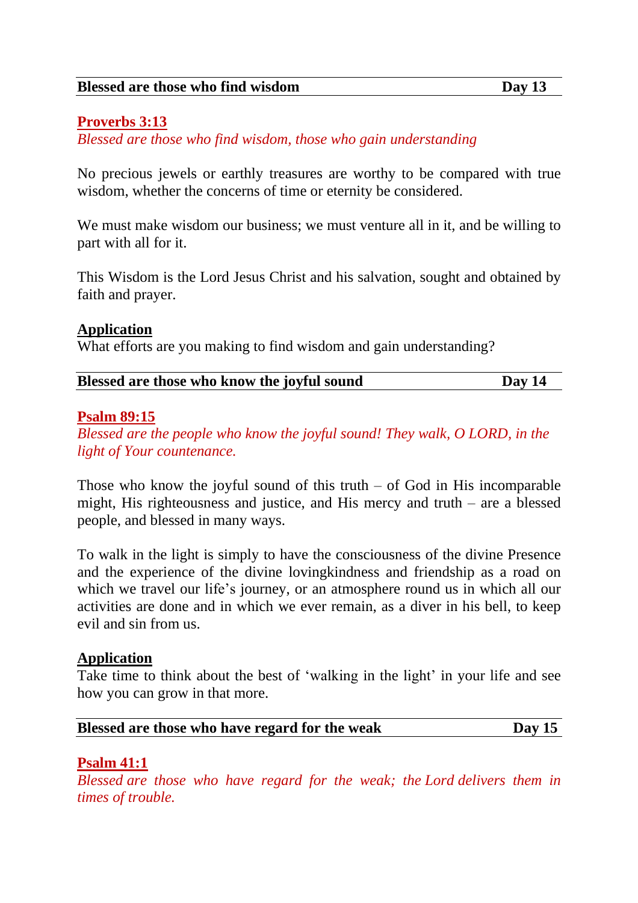## Blessed are those who find wisdom — Day 13

**Proverbs 3:13**

*Blessed are those who find wisdom, those who gain understanding*

No precious jewels or earthly treasures are worthy to be compared with true wisdom, whether the concerns of time or eternity be considered.

We must make wisdom our business; we must venture all in it, and be willing to part with all for it.

This Wisdom is the Lord Jesus Christ and his salvation, sought and obtained by faith and prayer.

**Application**

What efforts are you making to find wisdom and gain understanding?

## Blessed are those who know the joyful sound — Day 14

**Psalm 89:15**

*Blessed are the people who know the joyful sound! They walk, O LORD, in the light of Your countenance.*

Those who know the joyful sound of this truth – of God in His incomparable might, His righteousness and justice, and His mercy and truth – are a blessed people, and blessed in many ways.

To walk in the light is simply to have the consciousness of the divine Presence and the experience of the divine lovingkindness and friendship as a road on which we travel our life's journey, or an atmosphere round us in which all our activities are done and in which we ever remain, as a diver in his bell, to keep evil and sin from us.

**Application**

Take time to think about the best of 'walking in the light' in your life and see how you can grow in that more.

## Blessed are those who have regard for the weak — Day 15

**Psalm 41:1**

*Blessed are those who have regard for the weak; the Lord delivers them in times of trouble.*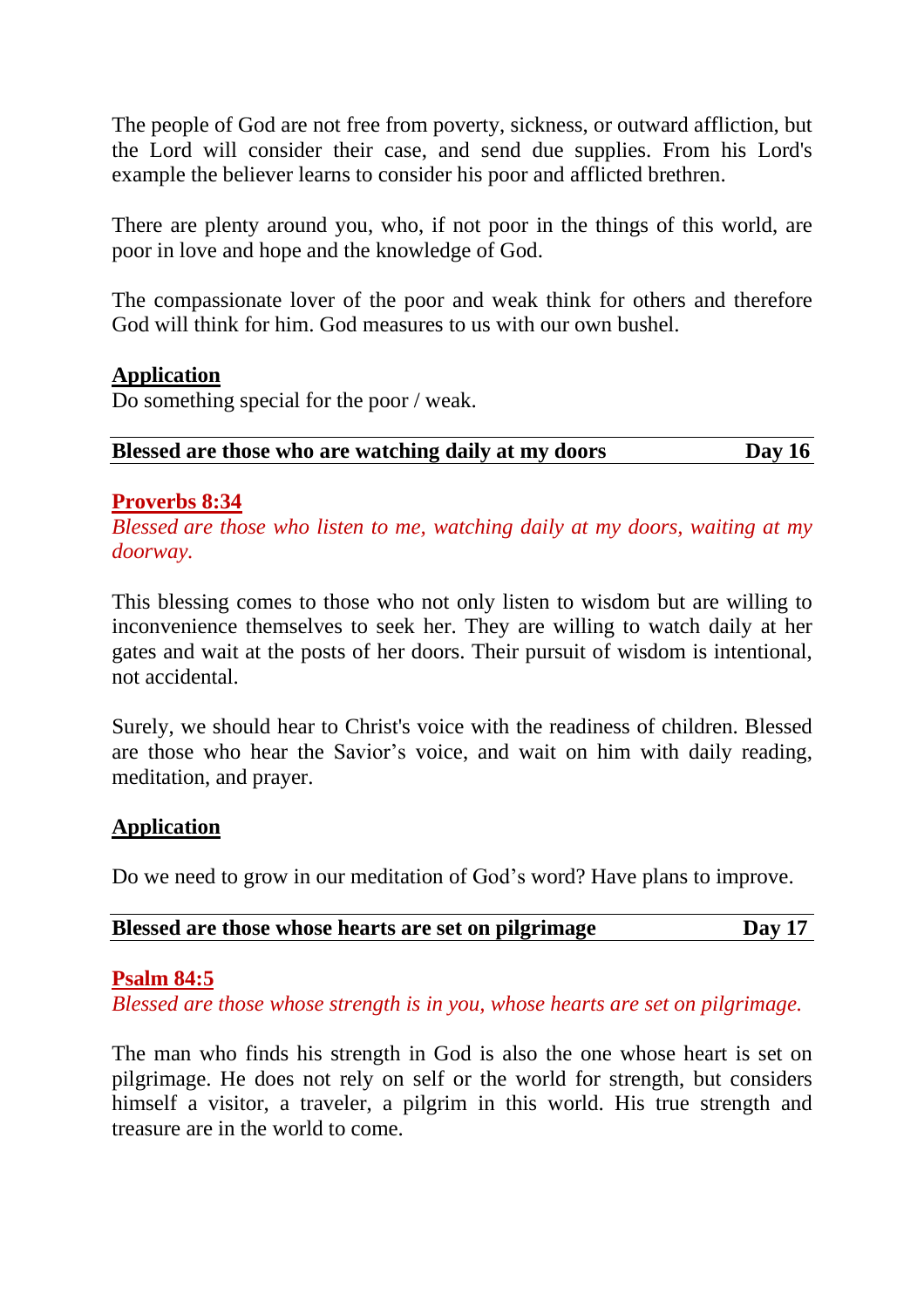The people of God are not free from poverty, sickness, or outward affliction, but the Lord will consider their case, and send due supplies. From his Lord's example the believer learns to consider his poor and afflicted brethren.

There are plenty around you, who, if not poor in the things of this world, are poor in love and hope and the knowledge of God.

The compassionate lover of the poor and weak think for others and therefore God will think for him. God measures to us with our own bushel.

**Application**

Do something special for the poor / weak.

## Blessed are those who are watching daily at my doors — Day 16

**Proverbs 8:34**

*Blessed are those who listen to me, watching daily at my doors, waiting at my doorway.*

This blessing comes to those who not only listen to wisdom but are willing to inconvenience themselves to seek her. They are willing to watch daily at her gates and wait at the posts of her doors. Their pursuit of wisdom is intentional, not accidental.

Surely, we should hear to Christ's voice with the readiness of children. Blessed are those who hear the Savior's voice, and wait on him with daily reading, meditation, and prayer.

**Application**

Do we need to grow in our meditation of God's word? Have plans to improve.

## Blessed are those whose hearts are set on pilgrimage — Day 17

**Psalm 84:5**

*Blessed are those whose strength is in you, whose hearts are set on pilgrimage.*

The man who finds his strength in God is also the one whose heart is set on pilgrimage. He does not rely on self or the world for strength, but considers himself a visitor, a traveler, a pilgrim in this world. His true strength and treasure are in the world to come.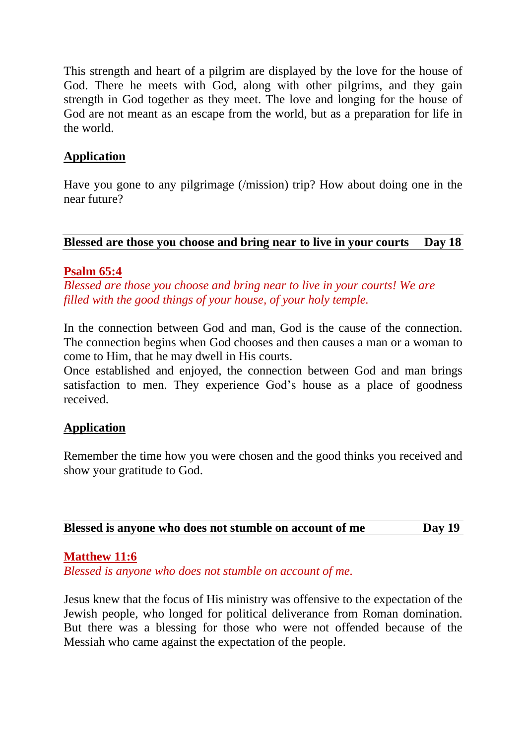This strength and heart of a pilgrim are displayed by the love for the house of God. There he meets with God, along with other pilgrims, and they gain strength in God together as they meet. The love and longing for the house of God are not meant as an escape from the world, but as a preparation for life in the world.

**Application**

Have you gone to any pilgrimage (/mission) trip? How about doing one in the near future?

---

**Blessed are those you choose and bring near to live in your courts** **Day 18**

---

**Psalm 65:4**

*Blessed are those you choose and bring near to live in your courts! We are filled with the good things of your house, of your holy temple.*

In the connection between God and man, God is the cause of the connection. The connection begins when God chooses and then causes a man or a woman to come to Him, that he may dwell in His courts.
Once established and enjoyed, the connection between God and man brings satisfaction to men. They experience God's house as a place of goodness received.

**Application**

Remember the time how you were chosen and the good thinks you received and show your gratitude to God.

---

**Blessed is anyone who does not stumble on account of me** **Day 19**

---

**Matthew 11:6**

*Blessed is anyone who does not stumble on account of me.*

Jesus knew that the focus of His ministry was offensive to the expectation of the Jewish people, who longed for political deliverance from Roman domination. But there was a blessing for those who were not offended because of the Messiah who came against the expectation of the people.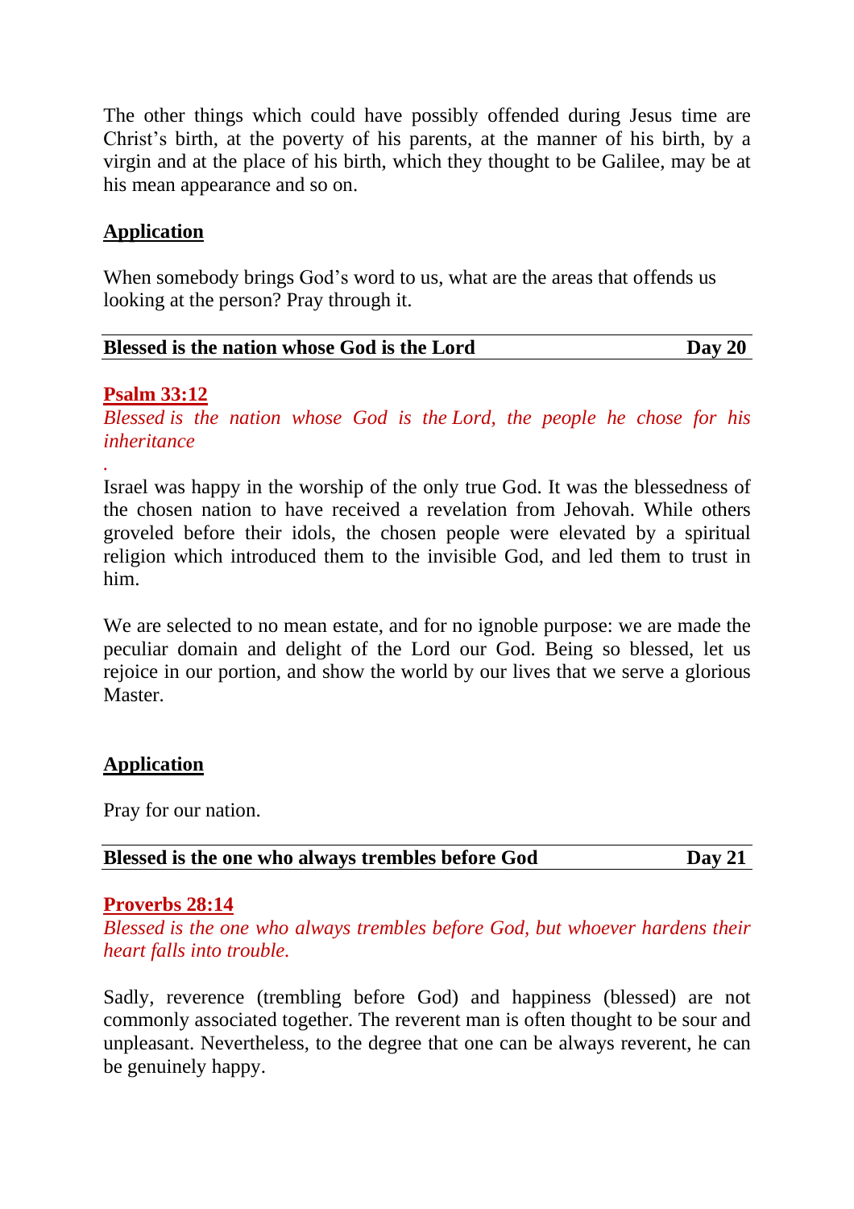The other things which could have possibly offended during Jesus time are Christ's birth, at the poverty of his parents, at the manner of his birth, by a virgin and at the place of his birth, which they thought to be Galilee, may be at his mean appearance and so on.

**Application**

When somebody brings God's word to us, what are the areas that offends us looking at the person? Pray through it.

## Blessed is the nation whose God is the Lord — Day 20

**Psalm 33:12**

*Blessed is the nation whose God is the Lord, the people he chose for his inheritance*

.

Israel was happy in the worship of the only true God. It was the blessedness of the chosen nation to have received a revelation from Jehovah. While others groveled before their idols, the chosen people were elevated by a spiritual religion which introduced them to the invisible God, and led them to trust in him.

We are selected to no mean estate, and for no ignoble purpose: we are made the peculiar domain and delight of the Lord our God. Being so blessed, let us rejoice in our portion, and show the world by our lives that we serve a glorious Master.

**Application**

Pray for our nation.

## Blessed is the one who always trembles before God — Day 21

**Proverbs 28:14**

*Blessed is the one who always trembles before God, but whoever hardens their heart falls into trouble.*

Sadly, reverence (trembling before God) and happiness (blessed) are not commonly associated together. The reverent man is often thought to be sour and unpleasant. Nevertheless, to the degree that one can be always reverent, he can be genuinely happy.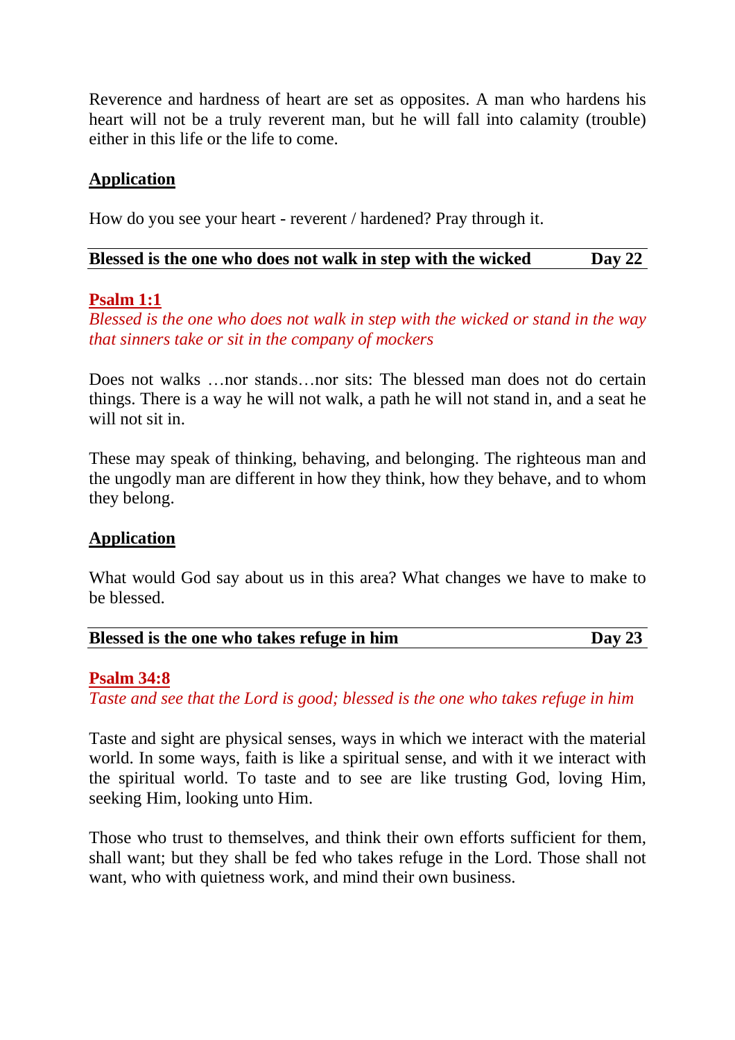Reverence and hardness of heart are set as opposites. A man who hardens his heart will not be a truly reverent man, but he will fall into calamity (trouble) either in this life or the life to come.

**Application**

How do you see your heart - reverent / hardened? Pray through it.

---

**Blessed is the one who does not walk in step with the wicked — Day 22**

---

**Psalm 1:1**

*Blessed is the one who does not walk in step with the wicked or stand in the way that sinners take or sit in the company of mockers*

Does not walks …nor stands…nor sits: The blessed man does not do certain things. There is a way he will not walk, a path he will not stand in, and a seat he will not sit in.

These may speak of thinking, behaving, and belonging. The righteous man and the ungodly man are different in how they think, how they behave, and to whom they belong.

**Application**

What would God say about us in this area? What changes we have to make to be blessed.

---

**Blessed is the one who takes refuge in him — Day 23**

---

**Psalm 34:8**

*Taste and see that the Lord is good; blessed is the one who takes refuge in him*

Taste and sight are physical senses, ways in which we interact with the material world. In some ways, faith is like a spiritual sense, and with it we interact with the spiritual world. To taste and to see are like trusting God, loving Him, seeking Him, looking unto Him.

Those who trust to themselves, and think their own efforts sufficient for them, shall want; but they shall be fed who takes refuge in the Lord. Those shall not want, who with quietness work, and mind their own business.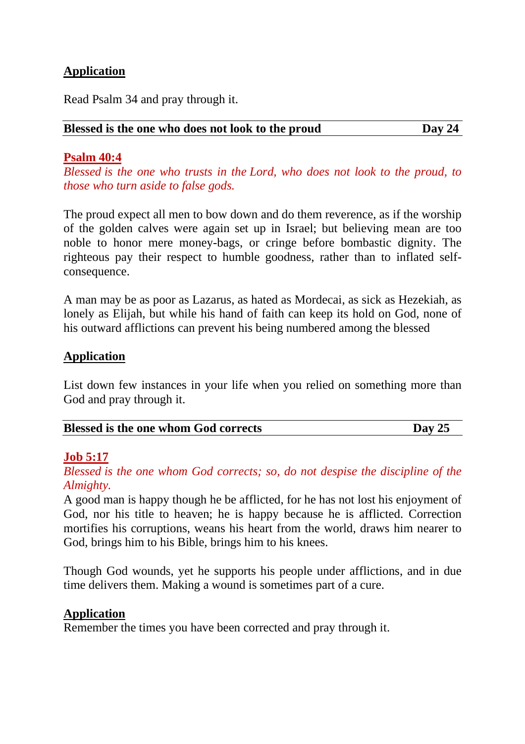**Application**

Read Psalm 34 and pray through it.

| **Blessed is the one who does not look to the proud** | **Day 24** |
|---|---|

**Psalm 40:4**

*Blessed is the one who trusts in the Lord, who does not look to the proud, to those who turn aside to false gods.*

The proud expect all men to bow down and do them reverence, as if the worship of the golden calves were again set up in Israel; but believing mean are too noble to honor mere money-bags, or cringe before bombastic dignity. The righteous pay their respect to humble goodness, rather than to inflated self-consequence.

A man may be as poor as Lazarus, as hated as Mordecai, as sick as Hezekiah, as lonely as Elijah, but while his hand of faith can keep its hold on God, none of his outward afflictions can prevent his being numbered among the blessed

**Application**

List down few instances in your life when you relied on something more than God and pray through it.

| **Blessed is the one whom God corrects** | **Day 25** |
|---|---|

**Job 5:17**

*Blessed is the one whom God corrects; so, do not despise the discipline of the Almighty.*

A good man is happy though he be afflicted, for he has not lost his enjoyment of God, nor his title to heaven; he is happy because he is afflicted. Correction mortifies his corruptions, weans his heart from the world, draws him nearer to God, brings him to his Bible, brings him to his knees.

Though God wounds, yet he supports his people under afflictions, and in due time delivers them. Making a wound is sometimes part of a cure.

**Application**

Remember the times you have been corrected and pray through it.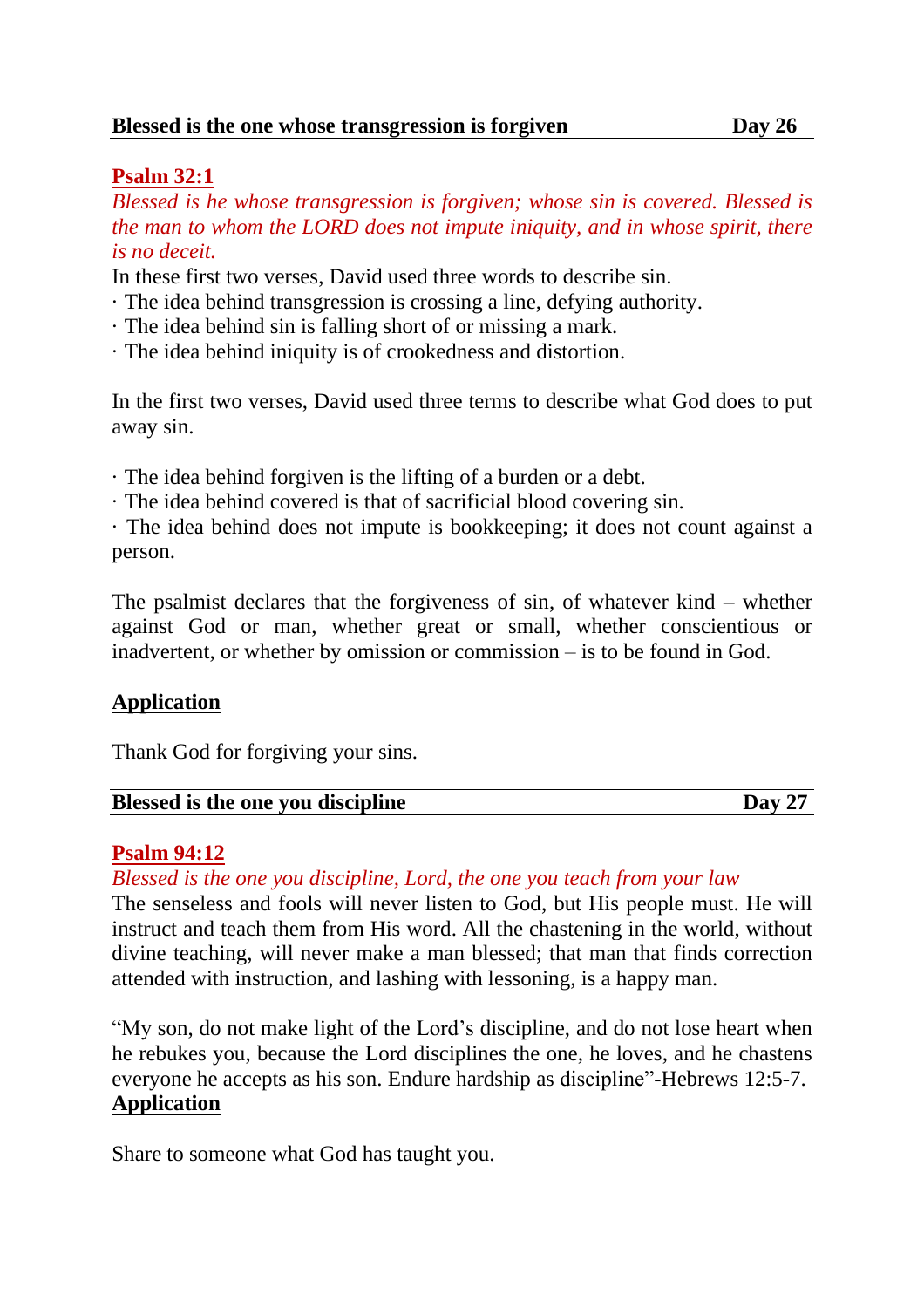## Blessed is the one whose transgression is forgiven — Day 26

**Psalm 32:1**

*Blessed is he whose transgression is forgiven; whose sin is covered. Blessed is the man to whom the LORD does not impute iniquity, and in whose spirit, there is no deceit.*

In these first two verses, David used three words to describe sin.

· The idea behind transgression is crossing a line, defying authority.
· The idea behind sin is falling short of or missing a mark.
· The idea behind iniquity is of crookedness and distortion.

In the first two verses, David used three terms to describe what God does to put away sin.

· The idea behind forgiven is the lifting of a burden or a debt.
· The idea behind covered is that of sacrificial blood covering sin.
· The idea behind does not impute is bookkeeping; it does not count against a person.

The psalmist declares that the forgiveness of sin, of whatever kind – whether against God or man, whether great or small, whether conscientious or inadvertent, or whether by omission or commission – is to be found in God.

**Application**

Thank God for forgiving your sins.

## Blessed is the one you discipline — Day 27

**Psalm 94:12**

*Blessed is the one you discipline, Lord, the one you teach from your law*

The senseless and fools will never listen to God, but His people must. He will instruct and teach them from His word. All the chastening in the world, without divine teaching, will never make a man blessed; that man that finds correction attended with instruction, and lashing with lessoning, is a happy man.

"My son, do not make light of the Lord's discipline, and do not lose heart when he rebukes you, because the Lord disciplines the one, he loves, and he chastens everyone he accepts as his son. Endure hardship as discipline"-Hebrews 12:5-7.

**Application**

Share to someone what God has taught you.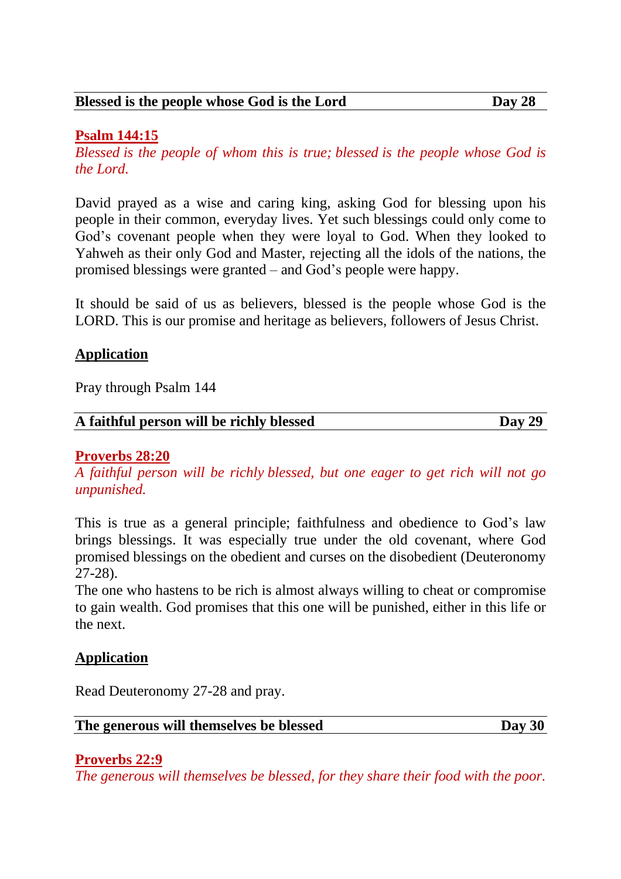## Blessed is the people whose God is the Lord — Day 28

**Psalm 144:15**

*Blessed is the people of whom this is true; blessed is the people whose God is the Lord.*

David prayed as a wise and caring king, asking God for blessing upon his people in their common, everyday lives. Yet such blessings could only come to God's covenant people when they were loyal to God. When they looked to Yahweh as their only God and Master, rejecting all the idols of the nations, the promised blessings were granted – and God's people were happy.

It should be said of us as believers, blessed is the people whose God is the LORD. This is our promise and heritage as believers, followers of Jesus Christ.

**Application**

Pray through Psalm 144

## A faithful person will be richly blessed — Day 29

**Proverbs 28:20**

*A faithful person will be richly blessed, but one eager to get rich will not go unpunished.*

This is true as a general principle; faithfulness and obedience to God's law brings blessings. It was especially true under the old covenant, where God promised blessings on the obedient and curses on the disobedient (Deuteronomy 27-28).

The one who hastens to be rich is almost always willing to cheat or compromise to gain wealth. God promises that this one will be punished, either in this life or the next.

**Application**

Read Deuteronomy 27-28 and pray.

## The generous will themselves be blessed — Day 30

**Proverbs 22:9**

*The generous will themselves be blessed, for they share their food with the poor.*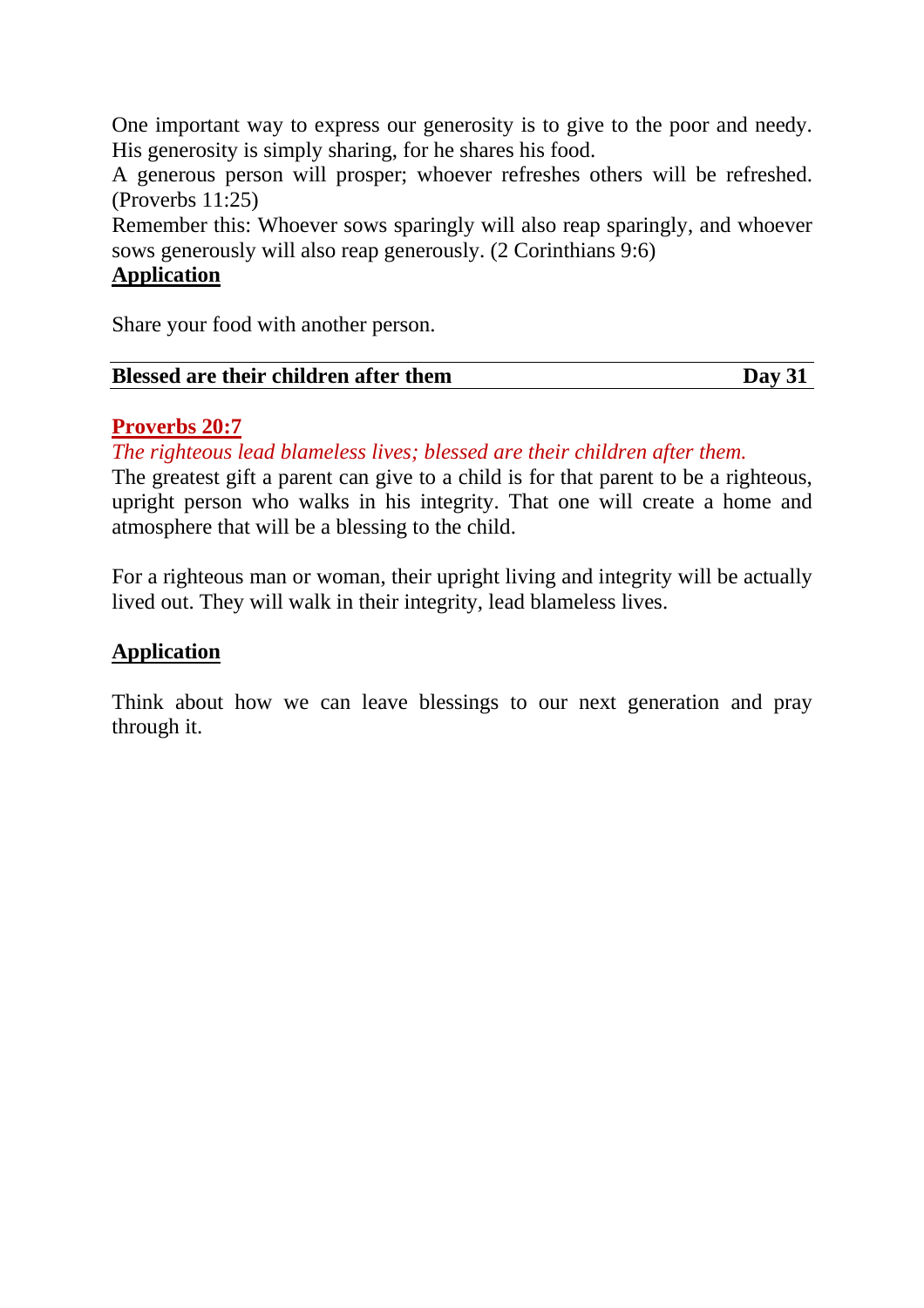One important way to express our generosity is to give to the poor and needy. His generosity is simply sharing, for he shares his food.

A generous person will prosper; whoever refreshes others will be refreshed. (Proverbs 11:25)

Remember this: Whoever sows sparingly will also reap sparingly, and whoever sows generously will also reap generously. (2 Corinthians 9:6)

**Application**

Share your food with another person.

## Blessed are their children after them — Day 31

**Proverbs 20:7**

*The righteous lead blameless lives; blessed are their children after them.*

The greatest gift a parent can give to a child is for that parent to be a righteous, upright person who walks in his integrity. That one will create a home and atmosphere that will be a blessing to the child.

For a righteous man or woman, their upright living and integrity will be actually lived out. They will walk in their integrity, lead blameless lives.

**Application**

Think about how we can leave blessings to our next generation and pray through it.